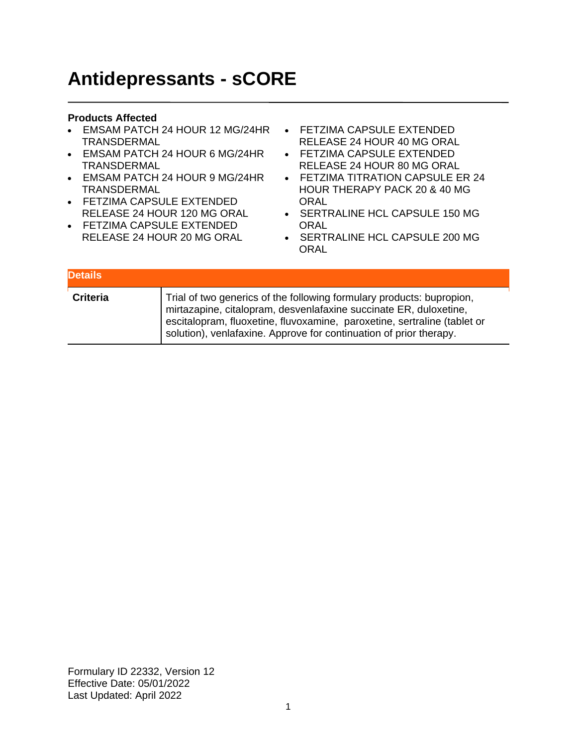# Antidepressants - sCORE

**Products Affected**

- EMSAM PATCH 24 HOUR 12 MG/24HR TRANSDERMAL
- EMSAM PATCH 24 HOUR 6 MG/24HR TRANSDERMAL
- EMSAM PATCH 24 HOUR 9 MG/24HR TRANSDERMAL
- FETZIMA CAPSULE EXTENDED RELEASE 24 HOUR 120 MG ORAL
- FETZIMA CAPSULE EXTENDED RELEASE 24 HOUR 20 MG ORAL
- FETZIMA CAPSULE EXTENDED RELEASE 24 HOUR 40 MG ORAL
- FETZIMA CAPSULE EXTENDED RELEASE 24 HOUR 80 MG ORAL
- FETZIMA TITRATION CAPSULE ER 24 HOUR THERAPY PACK 20 & 40 MG ORAL
- SERTRALINE HCL CAPSULE 150 MG ORAL
- SERTRALINE HCL CAPSULE 200 MG ORAL

| Details | |
|---|---|
| **Criteria** | Trial of two generics of the following formulary products: bupropion, mirtazapine, citalopram, desvenlafaxine succinate ER, duloxetine, escitalopram, fluoxetine, fluvoxamine, paroxetine, sertraline (tablet or solution), venlafaxine. Approve for continuation of prior therapy. |

Formulary ID 22332, Version 12
Effective Date: 05/01/2022
Last Updated: April 2022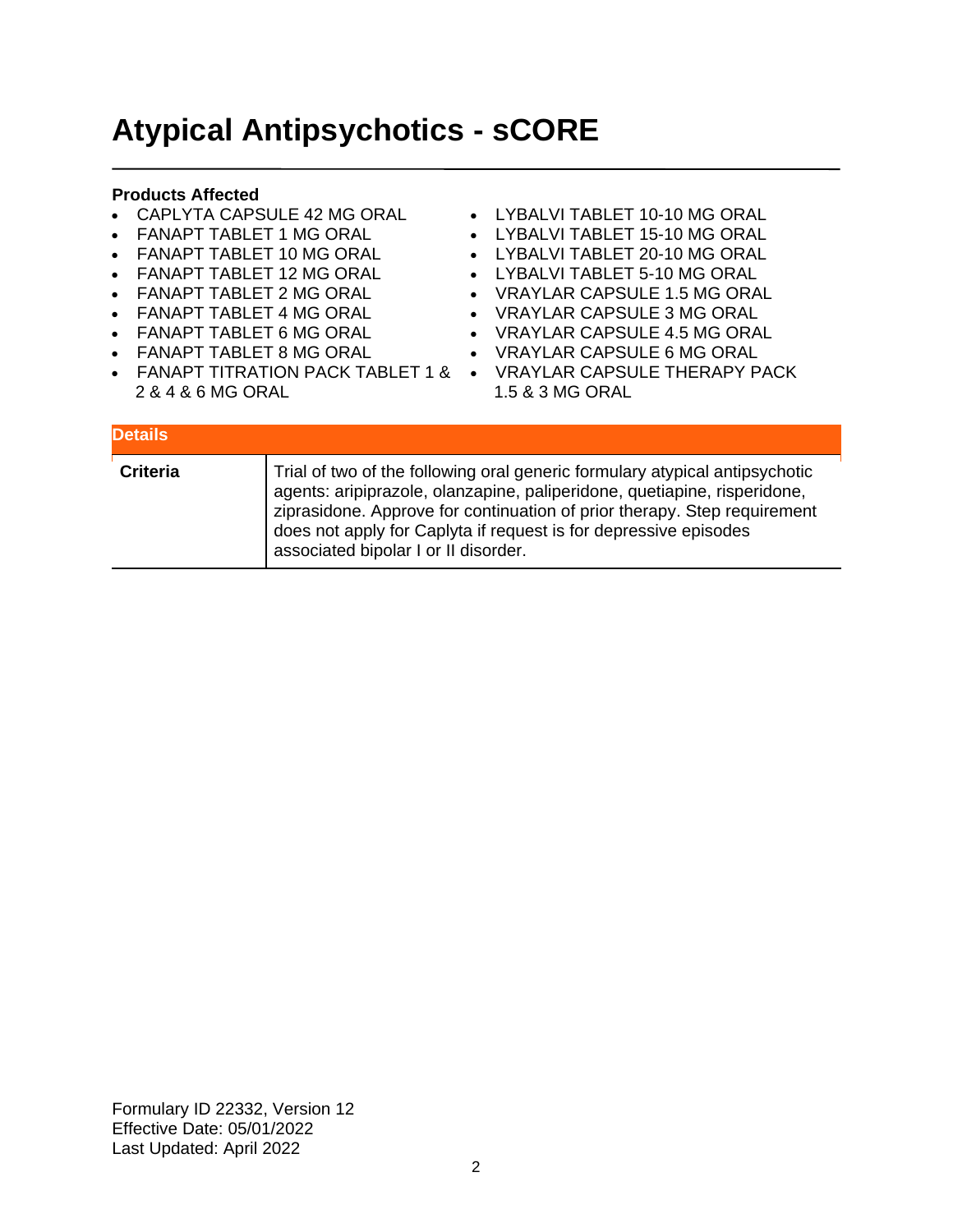# Atypical Antipsychotics - sCORE

**Products Affected**

- CAPLYTA CAPSULE 42 MG ORAL
- FANAPT TABLET 1 MG ORAL
- FANAPT TABLET 10 MG ORAL
- FANAPT TABLET 12 MG ORAL
- FANAPT TABLET 2 MG ORAL
- FANAPT TABLET 4 MG ORAL
- FANAPT TABLET 6 MG ORAL
- FANAPT TABLET 8 MG ORAL
- FANAPT TITRATION PACK TABLET 1 & 2 & 4 & 6 MG ORAL
- LYBALVI TABLET 10-10 MG ORAL
- LYBALVI TABLET 15-10 MG ORAL
- LYBALVI TABLET 20-10 MG ORAL
- LYBALVI TABLET 5-10 MG ORAL
- VRAYLAR CAPSULE 1.5 MG ORAL
- VRAYLAR CAPSULE 3 MG ORAL
- VRAYLAR CAPSULE 4.5 MG ORAL
- VRAYLAR CAPSULE 6 MG ORAL
- VRAYLAR CAPSULE THERAPY PACK 1.5 & 3 MG ORAL

| Details | |
|---|---|
| **Criteria** | Trial of two of the following oral generic formulary atypical antipsychotic agents: aripiprazole, olanzapine, paliperidone, quetiapine, risperidone, ziprasidone. Approve for continuation of prior therapy. Step requirement does not apply for Caplyta if request is for depressive episodes associated bipolar I or II disorder. |

Formulary ID 22332, Version 12
Effective Date: 05/01/2022
Last Updated: April 2022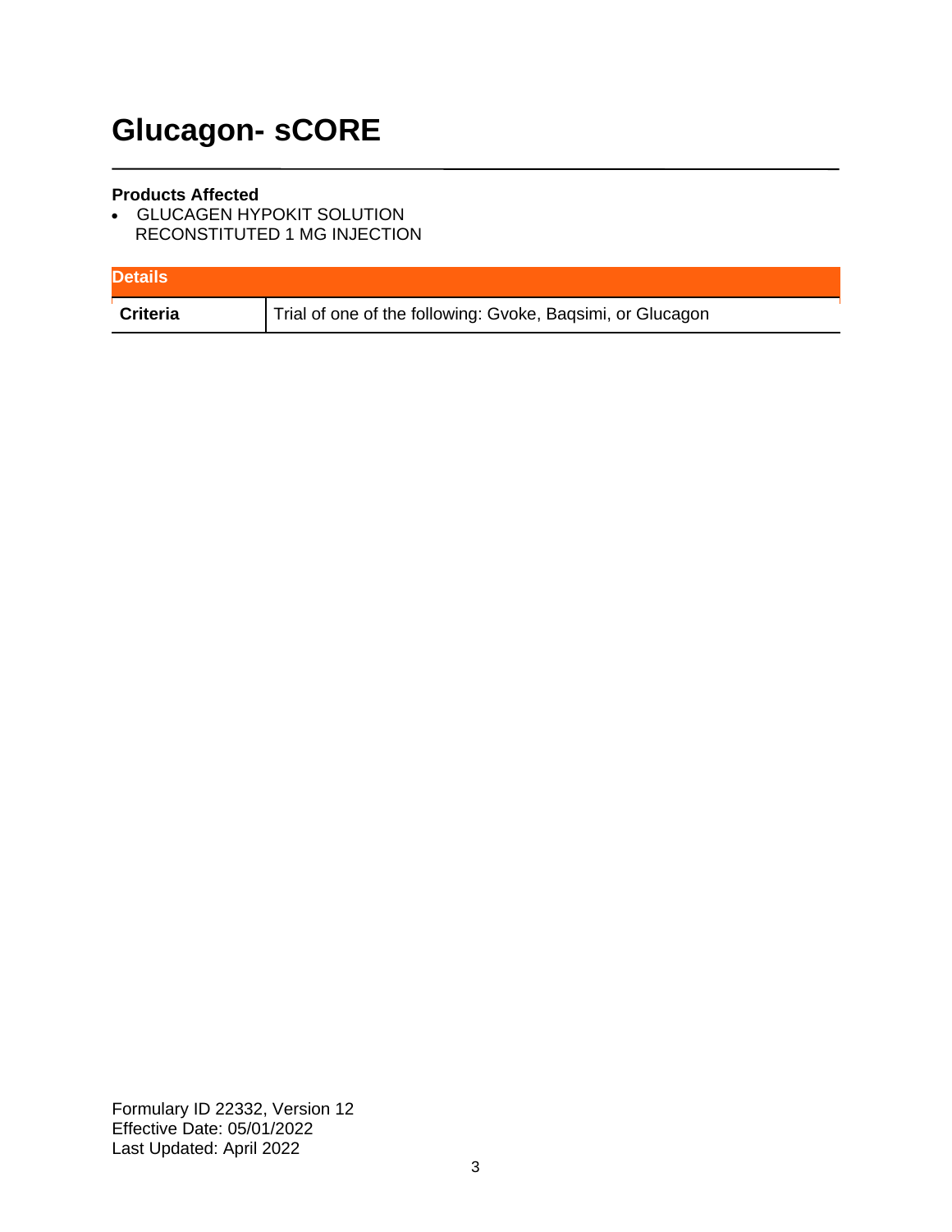# Glucagon- sCORE

**Products Affected**

- GLUCAGEN HYPOKIT SOLUTION RECONSTITUTED 1 MG INJECTION

| Details | |
|---|---|
| **Criteria** | Trial of one of the following: Gvoke, Baqsimi, or Glucagon |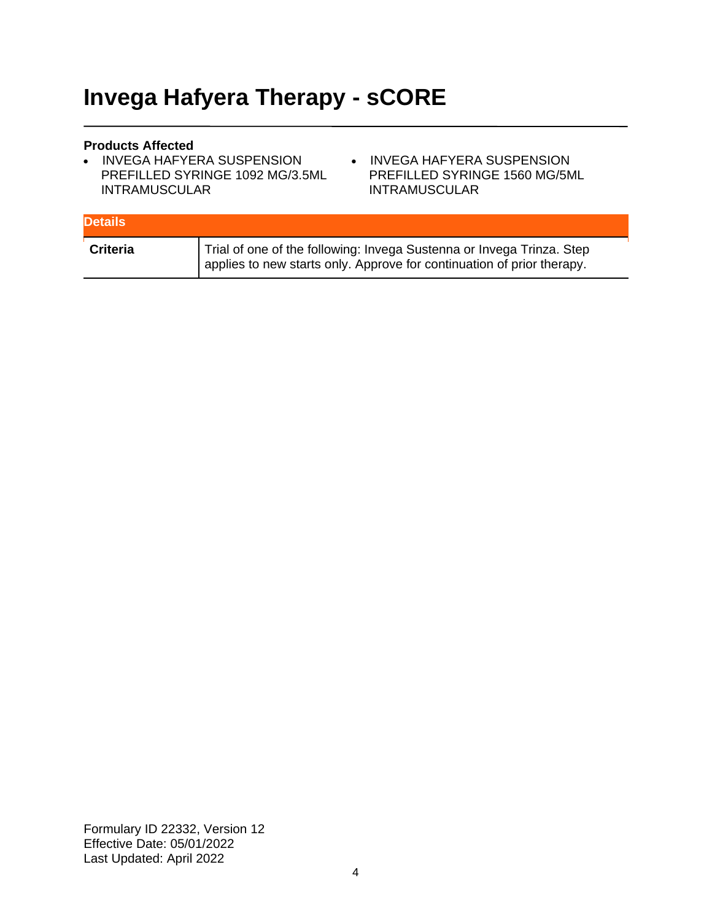# Invega Hafyera Therapy - sCORE

**Products Affected**

- INVEGA HAFYERA SUSPENSION PREFILLED SYRINGE 1092 MG/3.5ML INTRAMUSCULAR
- INVEGA HAFYERA SUSPENSION PREFILLED SYRINGE 1560 MG/5ML INTRAMUSCULAR

| Details | |
|---|---|
| **Criteria** | Trial of one of the following: Invega Sustenna or Invega Trinza. Step applies to new starts only. Approve for continuation of prior therapy. |

Formulary ID 22332, Version 12
Effective Date: 05/01/2022
Last Updated: April 2022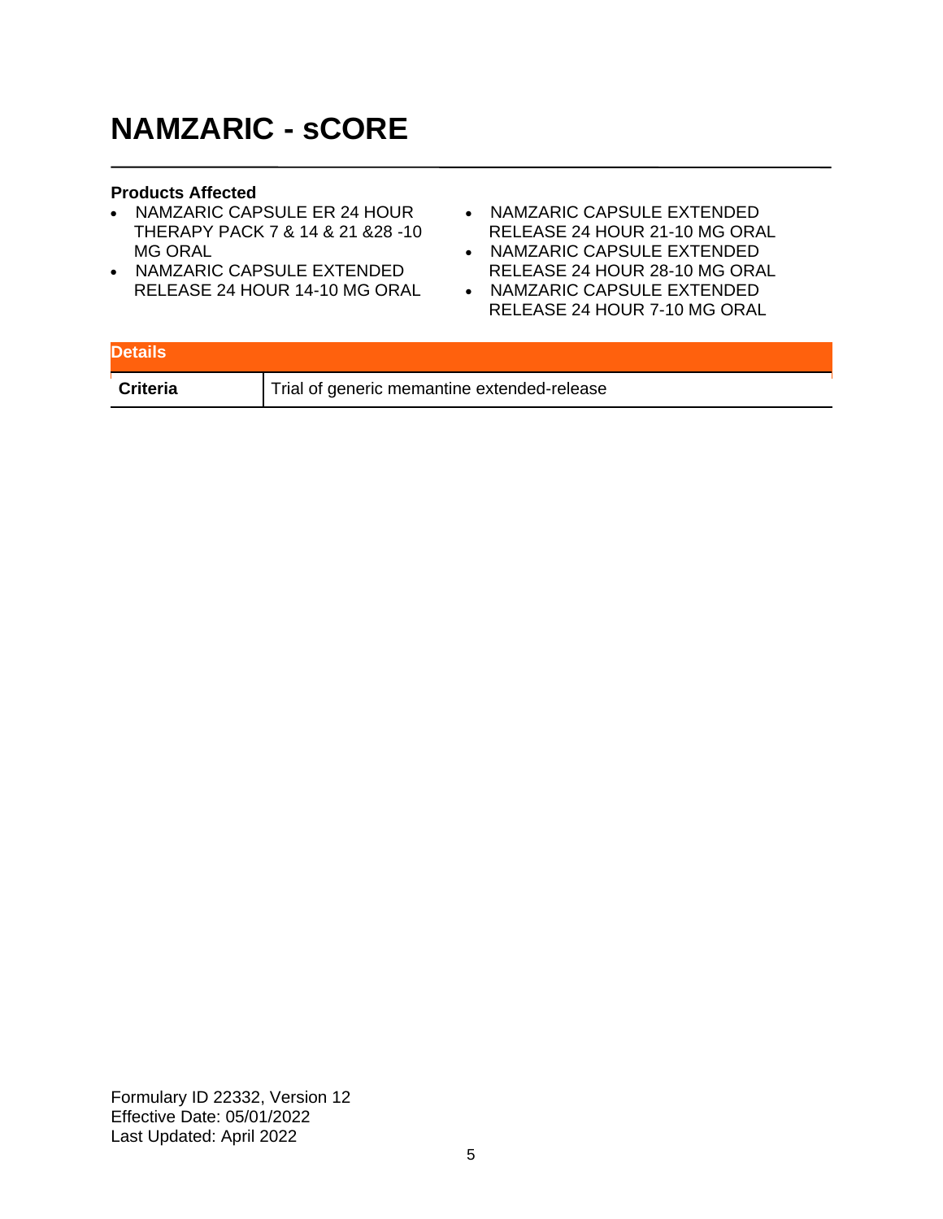# NAMZARIC - sCORE

**Products Affected**

- NAMZARIC CAPSULE ER 24 HOUR THERAPY PACK 7 & 14 & 21 &28 -10 MG ORAL
- NAMZARIC CAPSULE EXTENDED RELEASE 24 HOUR 14-10 MG ORAL
- NAMZARIC CAPSULE EXTENDED RELEASE 24 HOUR 21-10 MG ORAL
- NAMZARIC CAPSULE EXTENDED RELEASE 24 HOUR 28-10 MG ORAL
- NAMZARIC CAPSULE EXTENDED RELEASE 24 HOUR 7-10 MG ORAL

| Details | |
|---|---|
| **Criteria** | Trial of generic memantine extended-release |

Formulary ID 22332, Version 12
Effective Date: 05/01/2022
Last Updated: April 2022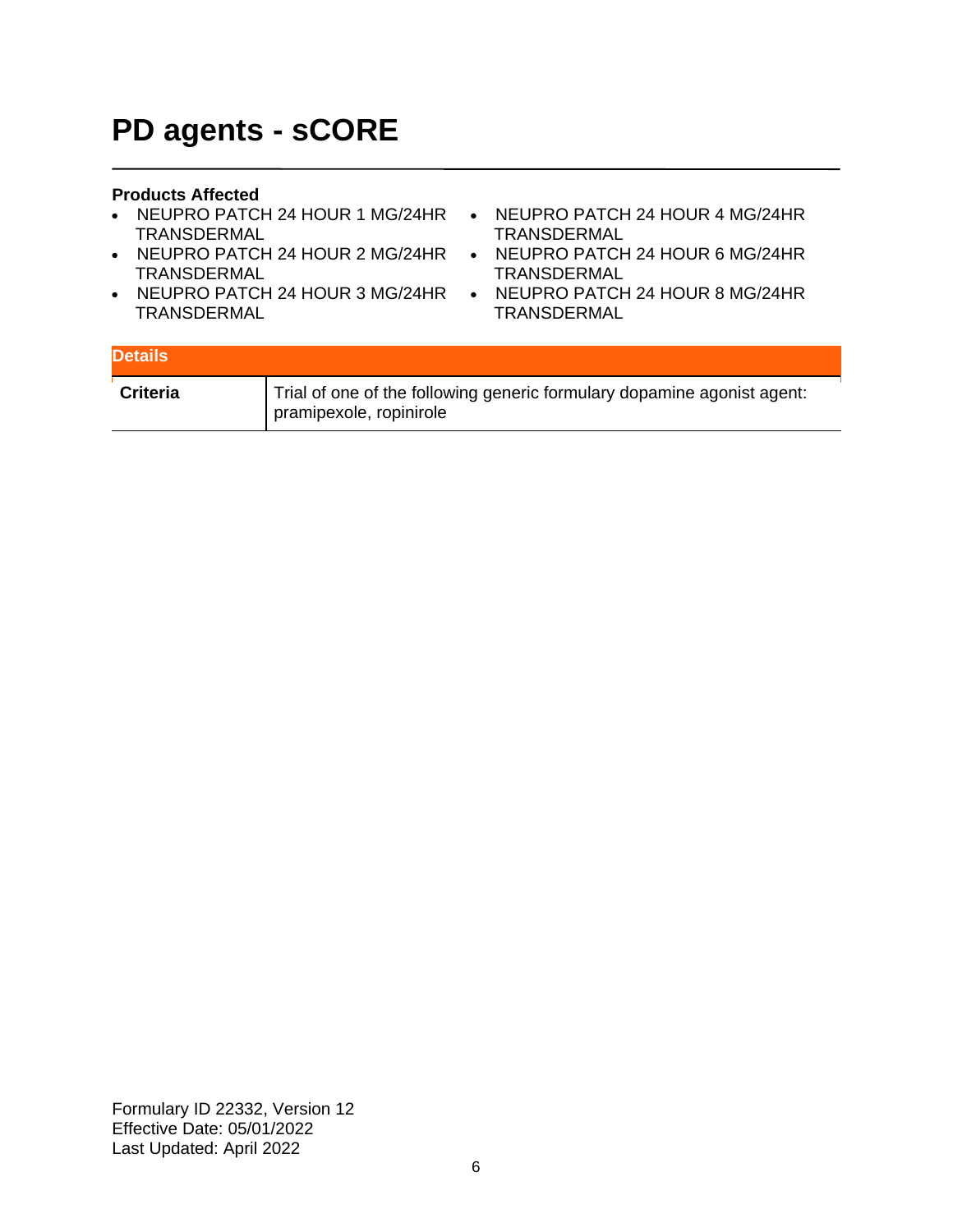# PD agents - sCORE

**Products Affected**

- NEUPRO PATCH 24 HOUR 1 MG/24HR TRANSDERMAL
- NEUPRO PATCH 24 HOUR 2 MG/24HR TRANSDERMAL
- NEUPRO PATCH 24 HOUR 3 MG/24HR TRANSDERMAL
- NEUPRO PATCH 24 HOUR 4 MG/24HR TRANSDERMAL
- NEUPRO PATCH 24 HOUR 6 MG/24HR TRANSDERMAL
- NEUPRO PATCH 24 HOUR 8 MG/24HR TRANSDERMAL

| Details | |
|---|---|
| **Criteria** | Trial of one of the following generic formulary dopamine agonist agent: pramipexole, ropinirole |

Formulary ID 22332, Version 12
Effective Date: 05/01/2022
Last Updated: April 2022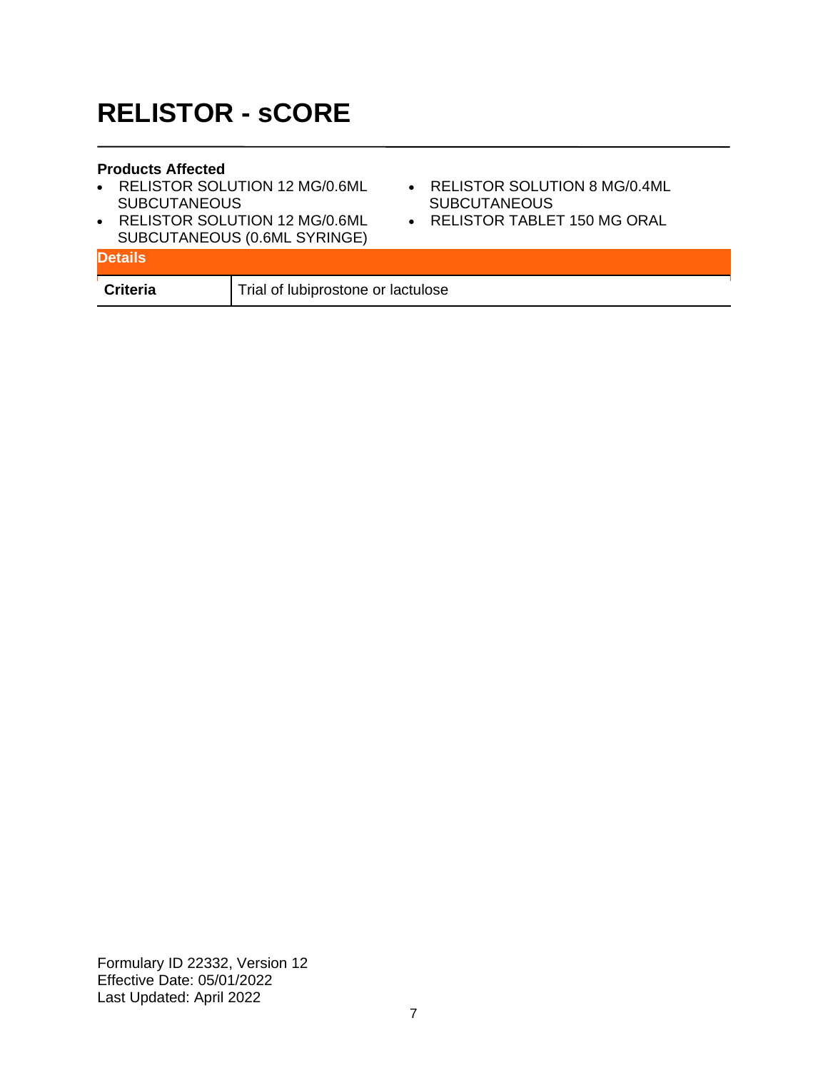# RELISTOR - sCORE

**Products Affected**

- RELISTOR SOLUTION 12 MG/0.6ML SUBCUTANEOUS
- RELISTOR SOLUTION 12 MG/0.6ML SUBCUTANEOUS (0.6ML SYRINGE)
- RELISTOR SOLUTION 8 MG/0.4ML SUBCUTANEOUS
- RELISTOR TABLET 150 MG ORAL

| Details | |
|---|---|
| **Criteria** | Trial of lubiprostone or lactulose |

Formulary ID 22332, Version 12
Effective Date: 05/01/2022
Last Updated: April 2022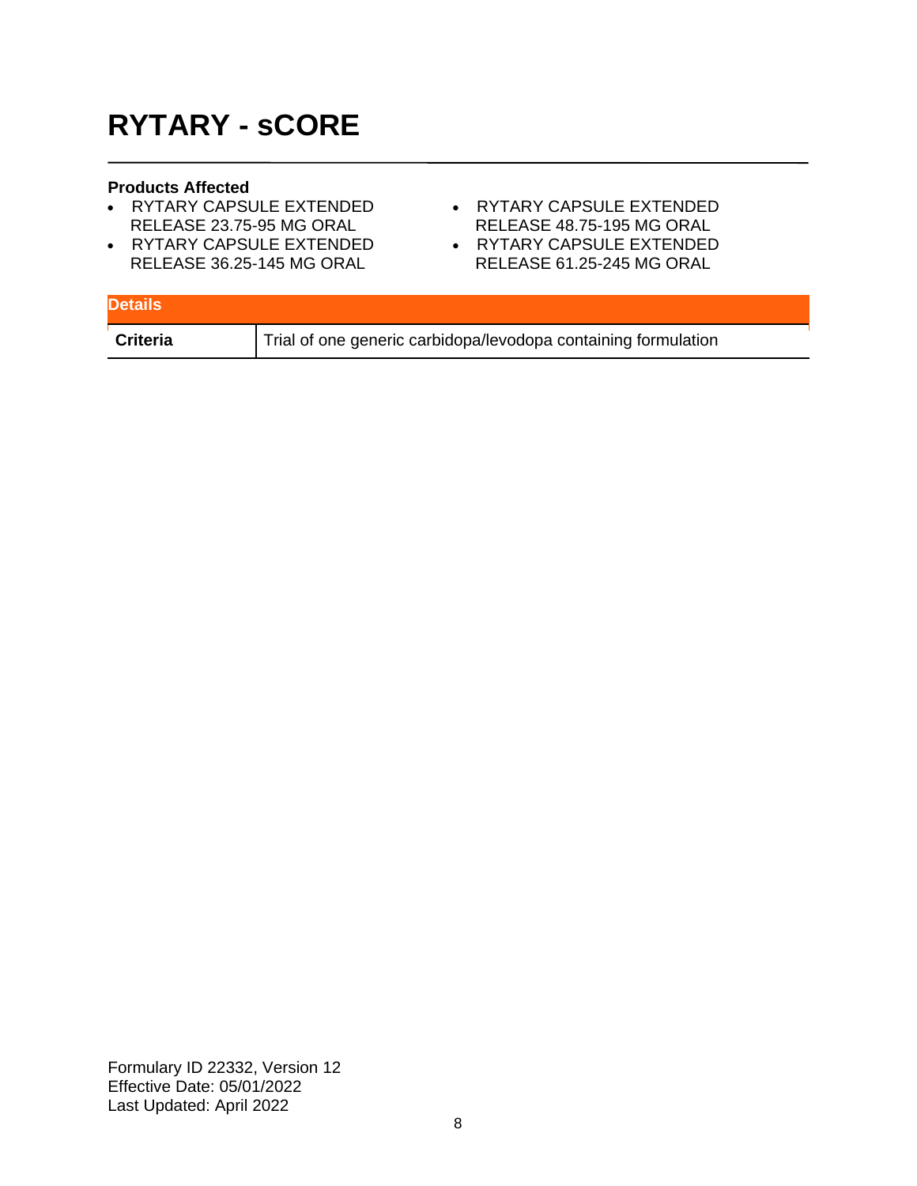# RYTARY - sCORE

**Products Affected**

- RYTARY CAPSULE EXTENDED RELEASE 23.75-95 MG ORAL
- RYTARY CAPSULE EXTENDED RELEASE 36.25-145 MG ORAL
- RYTARY CAPSULE EXTENDED RELEASE 48.75-195 MG ORAL
- RYTARY CAPSULE EXTENDED RELEASE 61.25-245 MG ORAL

| Details | |
|---|---|
| **Criteria** | Trial of one generic carbidopa/levodopa containing formulation |

Formulary ID 22332, Version 12
Effective Date: 05/01/2022
Last Updated: April 2022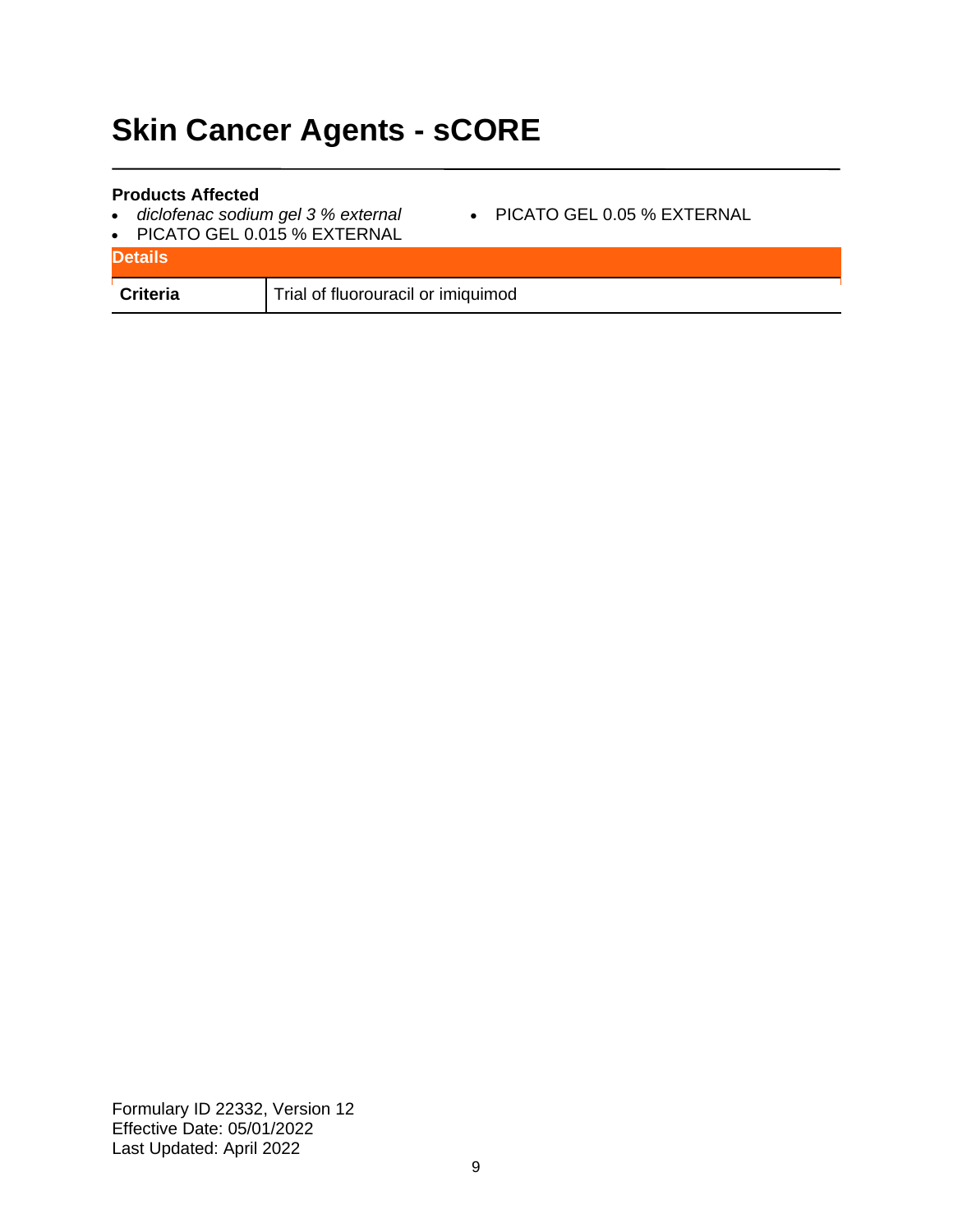# Skin Cancer Agents - sCORE

**Products Affected**

- *diclofenac sodium gel 3 % external*
- PICATO GEL 0.015 % EXTERNAL
- PICATO GEL 0.05 % EXTERNAL

| Details | |
|---|---|
| **Criteria** | Trial of fluorouracil or imiquimod |

Formulary ID 22332, Version 12
Effective Date: 05/01/2022
Last Updated: April 2022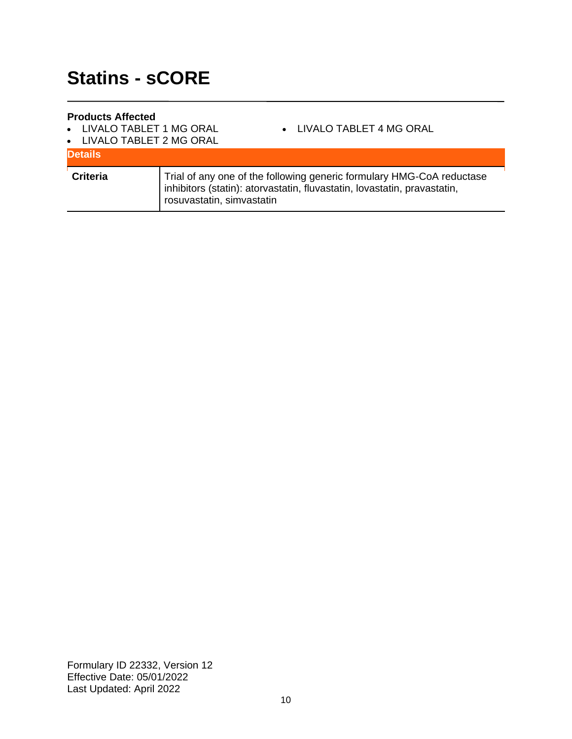# Statins - sCORE

**Products Affected**

- LIVALO TABLET 1 MG ORAL
- LIVALO TABLET 2 MG ORAL
- LIVALO TABLET 4 MG ORAL

| Details | |
|---|---|
| **Criteria** | Trial of any one of the following generic formulary HMG-CoA reductase inhibitors (statin): atorvastatin, fluvastatin, lovastatin, pravastatin, rosuvastatin, simvastatin |

Formulary ID 22332, Version 12
Effective Date: 05/01/2022
Last Updated: April 2022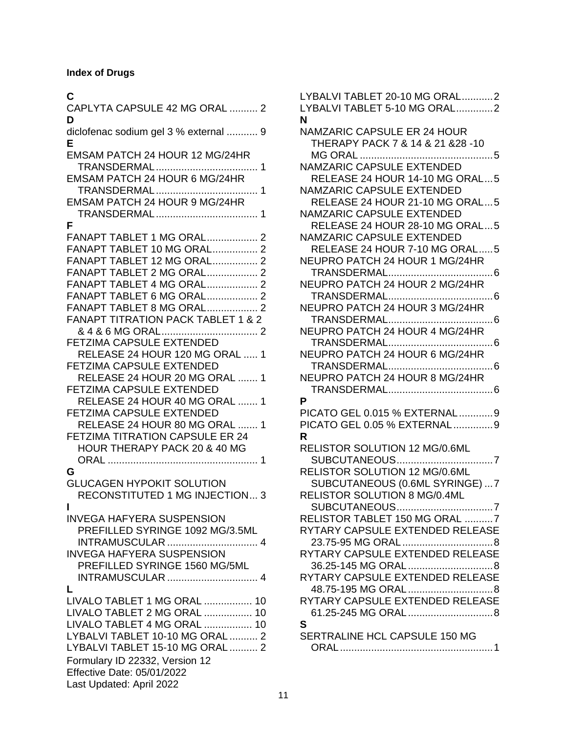**Index of Drugs**

**C**

CAPLYTA CAPSULE 42 MG ORAL .......... 2

**D**

diclofenac sodium gel 3 % external ........... 9

**E**

EMSAM PATCH 24 HOUR 12 MG/24HR TRANSDERMAL .................................... 1

EMSAM PATCH 24 HOUR 6 MG/24HR TRANSDERMAL .................................... 1

EMSAM PATCH 24 HOUR 9 MG/24HR TRANSDERMAL .................................... 1

**F**

FANAPT TABLET 1 MG ORAL .................. 2

FANAPT TABLET 10 MG ORAL ................ 2

FANAPT TABLET 12 MG ORAL ................ 2

FANAPT TABLET 2 MG ORAL .................. 2

FANAPT TABLET 4 MG ORAL .................. 2

FANAPT TABLET 6 MG ORAL .................. 2

FANAPT TABLET 8 MG ORAL .................. 2

FANAPT TITRATION PACK TABLET 1 & 2 & 4 & 6 MG ORAL .................................. 2

FETZIMA CAPSULE EXTENDED RELEASE 24 HOUR 120 MG ORAL ..... 1

FETZIMA CAPSULE EXTENDED RELEASE 24 HOUR 20 MG ORAL ....... 1

FETZIMA CAPSULE EXTENDED RELEASE 24 HOUR 40 MG ORAL ....... 1

FETZIMA CAPSULE EXTENDED RELEASE 24 HOUR 80 MG ORAL ....... 1

FETZIMA TITRATION CAPSULE ER 24 HOUR THERAPY PACK 20 & 40 MG ORAL .................................................... 1

**G**

GLUCAGEN HYPOKIT SOLUTION RECONSTITUTED 1 MG INJECTION ... 3

**I**

INVEGA HAFYERA SUSPENSION PREFILLED SYRINGE 1092 MG/3.5ML INTRAMUSCULAR ................................ 4

INVEGA HAFYERA SUSPENSION PREFILLED SYRINGE 1560 MG/5ML INTRAMUSCULAR ................................ 4

**L**

LIVALO TABLET 1 MG ORAL ................. 10

LIVALO TABLET 2 MG ORAL ................. 10

LIVALO TABLET 4 MG ORAL ................. 10

LYBALVI TABLET 10-10 MG ORAL .......... 2

LYBALVI TABLET 15-10 MG ORAL .......... 2

LYBALVI TABLET 20-10 MG ORAL ........... 2

LYBALVI TABLET 5-10 MG ORAL ............. 2

**N**

NAMZARIC CAPSULE ER 24 HOUR THERAPY PACK 7 & 14 & 21 &28 -10 MG ORAL ............................................... 5

NAMZARIC CAPSULE EXTENDED RELEASE 24 HOUR 14-10 MG ORAL ... 5

NAMZARIC CAPSULE EXTENDED RELEASE 24 HOUR 21-10 MG ORAL ... 5

NAMZARIC CAPSULE EXTENDED RELEASE 24 HOUR 28-10 MG ORAL ... 5

NAMZARIC CAPSULE EXTENDED RELEASE 24 HOUR 7-10 MG ORAL ..... 5

NEUPRO PATCH 24 HOUR 1 MG/24HR TRANSDERMAL ..................................... 6

NEUPRO PATCH 24 HOUR 2 MG/24HR TRANSDERMAL ..................................... 6

NEUPRO PATCH 24 HOUR 3 MG/24HR TRANSDERMAL ..................................... 6

NEUPRO PATCH 24 HOUR 4 MG/24HR TRANSDERMAL ..................................... 6

NEUPRO PATCH 24 HOUR 6 MG/24HR TRANSDERMAL ..................................... 6

NEUPRO PATCH 24 HOUR 8 MG/24HR TRANSDERMAL ..................................... 6

**P**

PICATO GEL 0.015 % EXTERNAL ............ 9

PICATO GEL 0.05 % EXTERNAL .............. 9

**R**

RELISTOR SOLUTION 12 MG/0.6ML SUBCUTANEOUS .................................. 7

RELISTOR SOLUTION 12 MG/0.6ML SUBCUTANEOUS (0.6ML SYRINGE) ... 7

RELISTOR SOLUTION 8 MG/0.4ML SUBCUTANEOUS .................................. 7

RELISTOR TABLET 150 MG ORAL .......... 7

RYTARY CAPSULE EXTENDED RELEASE 23.75-95 MG ORAL ................................ 8

RYTARY CAPSULE EXTENDED RELEASE 36.25-145 MG ORAL .............................. 8

RYTARY CAPSULE EXTENDED RELEASE 48.75-195 MG ORAL .............................. 8

RYTARY CAPSULE EXTENDED RELEASE 61.25-245 MG ORAL .............................. 8

**S**

SERTRALINE HCL CAPSULE 150 MG ORAL ...................................................... 1

Formulary ID 22332, Version 12
Effective Date: 05/01/2022
Last Updated: April 2022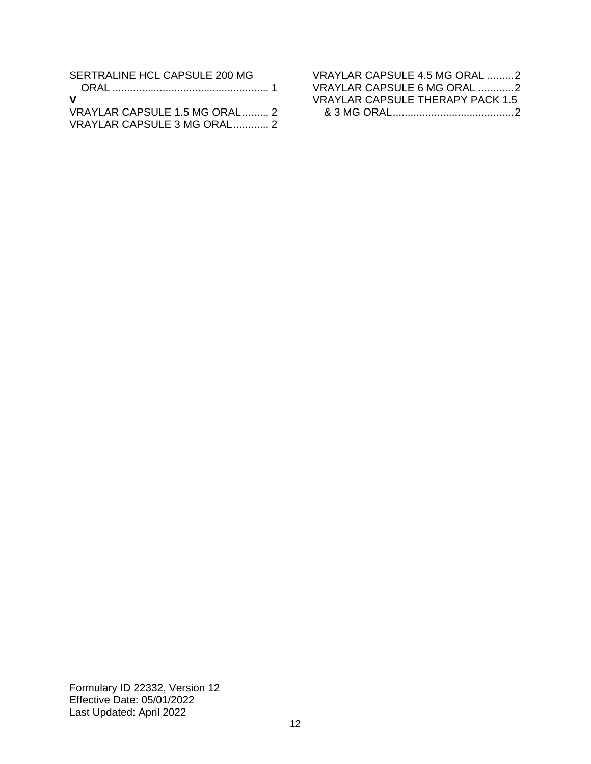SERTRALINE HCL CAPSULE 200 MG ORAL ..................................................... 1

**V**

VRAYLAR CAPSULE 1.5 MG ORAL......... 2
VRAYLAR CAPSULE 3 MG ORAL............ 2
VRAYLAR CAPSULE 4.5 MG ORAL .........2
VRAYLAR CAPSULE 6 MG ORAL ............2
VRAYLAR CAPSULE THERAPY PACK 1.5 & 3 MG ORAL.........................................2

Formulary ID 22332, Version 12
Effective Date: 05/01/2022
Last Updated: April 2022